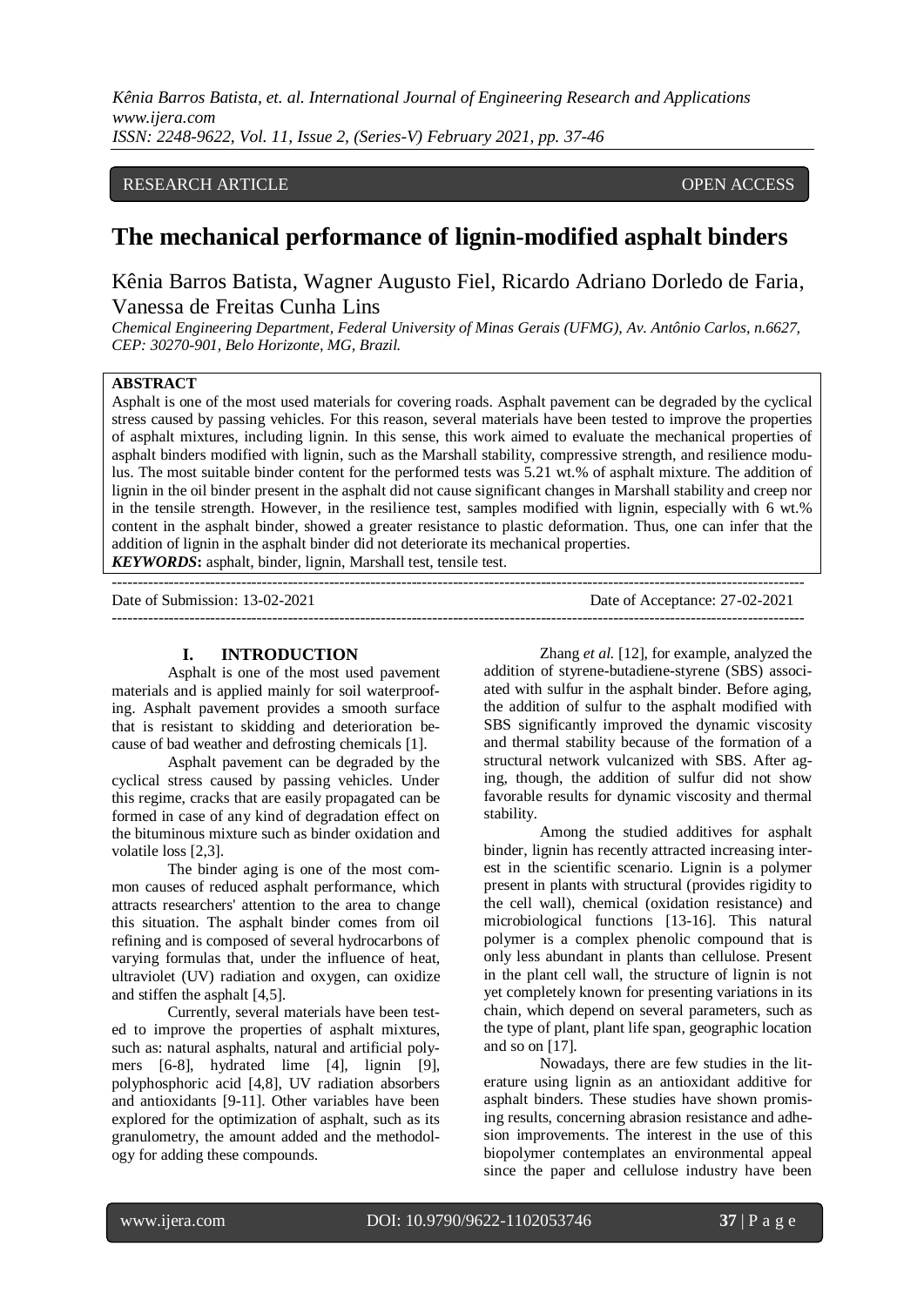RESEARCH ARTICLE OPEN ACCESS

# The mechanical performance of lignin-modified asphalt binders

Kênia Barros Batista, Wagner Augusto Fiel, Ricardo Adriano Dorledo de Faria, Vanessa de Freitas Cunha Lins

*Chemical Engineering Department, Federal University of Minas Gerais (UFMG), Av. Antônio Carlos, n.6627, CEP: 30270-901, Belo Horizonte, MG, Brazil.*

**ABSTRACT**

Asphalt is one of the most used materials for covering roads. Asphalt pavement can be degraded by the cyclical stress caused by passing vehicles. For this reason, several materials have been tested to improve the properties of asphalt mixtures, including lignin. In this sense, this work aimed to evaluate the mechanical properties of asphalt binders modified with lignin, such as the Marshall stability, compressive strength, and resilience modulus. The most suitable binder content for the performed tests was 5.21 wt.% of asphalt mixture. The addition of lignin in the oil binder present in the asphalt did not cause significant changes in Marshall stability and creep nor in the tensile strength. However, in the resilience test, samples modified with lignin, especially with 6 wt.% content in the asphalt binder, showed a greater resistance to plastic deformation. Thus, one can infer that the addition of lignin in the asphalt binder did not deteriorate its mechanical properties.

***KEYWORDS*:** asphalt, binder, lignin, Marshall test, tensile test.

---

Date of Submission: 13-02-2021 Date of Acceptance: 27-02-2021

---

## I. INTRODUCTION

Asphalt is one of the most used pavement materials and is applied mainly for soil waterproofing. Asphalt pavement provides a smooth surface that is resistant to skidding and deterioration because of bad weather and defrosting chemicals [1].

Asphalt pavement can be degraded by the cyclical stress caused by passing vehicles. Under this regime, cracks that are easily propagated can be formed in case of any kind of degradation effect on the bituminous mixture such as binder oxidation and volatile loss [2,3].

The binder aging is one of the most common causes of reduced asphalt performance, which attracts researchers' attention to the area to change this situation. The asphalt binder comes from oil refining and is composed of several hydrocarbons of varying formulas that, under the influence of heat, ultraviolet (UV) radiation and oxygen, can oxidize and stiffen the asphalt [4,5].

Currently, several materials have been tested to improve the properties of asphalt mixtures, such as: natural asphalts, natural and artificial polymers [6-8], hydrated lime [4], lignin [9], polyphosphoric acid [4,8], UV radiation absorbers and antioxidants [9-11]. Other variables have been explored for the optimization of asphalt, such as its granulometry, the amount added and the methodology for adding these compounds.

Zhang *et al.* [12], for example, analyzed the addition of styrene-butadiene-styrene (SBS) associated with sulfur in the asphalt binder. Before aging, the addition of sulfur to the asphalt modified with SBS significantly improved the dynamic viscosity and thermal stability because of the formation of a structural network vulcanized with SBS. After aging, though, the addition of sulfur did not show favorable results for dynamic viscosity and thermal stability.

Among the studied additives for asphalt binder, lignin has recently attracted increasing interest in the scientific scenario. Lignin is a polymer present in plants with structural (provides rigidity to the cell wall), chemical (oxidation resistance) and microbiological functions [13-16]. This natural polymer is a complex phenolic compound that is only less abundant in plants than cellulose. Present in the plant cell wall, the structure of lignin is not yet completely known for presenting variations in its chain, which depend on several parameters, such as the type of plant, plant life span, geographic location and so on [17].

Nowadays, there are few studies in the literature using lignin as an antioxidant additive for asphalt binders. These studies have shown promising results, concerning abrasion resistance and adhesion improvements. The interest in the use of this biopolymer contemplates an environmental appeal since the paper and cellulose industry have been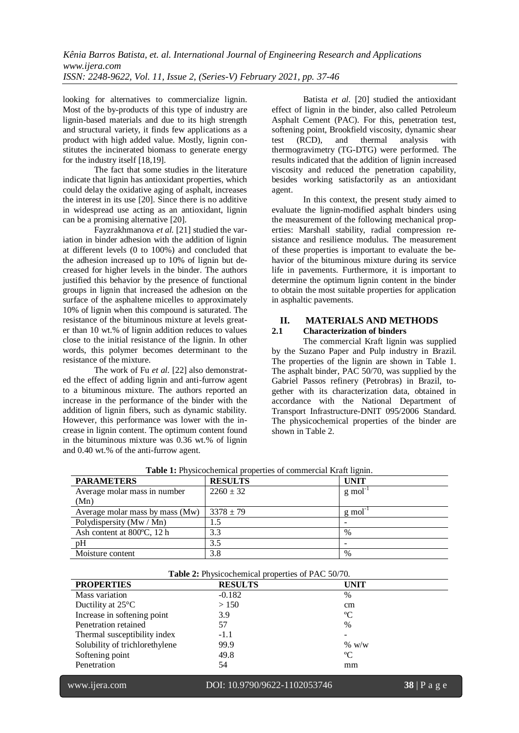looking for alternatives to commercialize lignin. Most of the by-products of this type of industry are lignin-based materials and due to its high strength and structural variety, it finds few applications as a product with high added value. Mostly, lignin constitutes the incinerated biomass to generate energy for the industry itself [18,19].

The fact that some studies in the literature indicate that lignin has antioxidant properties, which could delay the oxidative aging of asphalt, increases the interest in its use [20]. Since there is no additive in widespread use acting as an antioxidant, lignin can be a promising alternative [20].

Fayzrakhmanova *et al.* [21] studied the variation in binder adhesion with the addition of lignin at different levels (0 to 100%) and concluded that the adhesion increased up to 10% of lignin but decreased for higher levels in the binder. The authors justified this behavior by the presence of functional groups in lignin that increased the adhesion on the surface of the asphaltene micelles to approximately 10% of lignin when this compound is saturated. The resistance of the bituminous mixture at levels greater than 10 wt.% of lignin addition reduces to values close to the initial resistance of the lignin. In other words, this polymer becomes determinant to the resistance of the mixture.

The work of Fu *et al.* [22] also demonstrated the effect of adding lignin and anti-furrow agent to a bituminous mixture. The authors reported an increase in the performance of the binder with the addition of lignin fibers, such as dynamic stability. However, this performance was lower with the increase in lignin content. The optimum content found in the bituminous mixture was 0.36 wt.% of lignin and 0.40 wt.% of the anti-furrow agent.

Batista *et al.* [20] studied the antioxidant effect of lignin in the binder, also called Petroleum Asphalt Cement (PAC). For this, penetration test, softening point, Brookfield viscosity, dynamic shear test (RCD), and thermal analysis with thermogravimetry (TG-DTG) were performed. The results indicated that the addition of lignin increased viscosity and reduced the penetration capability, besides working satisfactorily as an antioxidant agent.

In this context, the present study aimed to evaluate the lignin-modified asphalt binders using the measurement of the following mechanical properties: Marshall stability, radial compression resistance and resilience modulus. The measurement of these properties is important to evaluate the behavior of the bituminous mixture during its service life in pavements. Furthermore, it is important to determine the optimum lignin content in the binder to obtain the most suitable properties for application in asphaltic pavements.

## II. MATERIALS AND METHODS

### 2.1 Characterization of binders

The commercial Kraft lignin was supplied by the Suzano Paper and Pulp industry in Brazil. The properties of the lignin are shown in Table 1. The asphalt binder, PAC 50/70, was supplied by the Gabriel Passos refinery (Petrobras) in Brazil, together with its characterization data, obtained in accordance with the National Department of Transport Infrastructure-DNIT 095/2006 Standard. The physicochemical properties of the binder are shown in Table 2.

**Table 1:** Physicochemical properties of commercial Kraft lignin.

| PARAMETERS | RESULTS | UNIT |
|---|---|---|
| Average molar mass in number (Mn) | 2260 ± 32 | $g\ mol^{-1}$ |
| Average molar mass by mass (Mw) | 3378 ± 79 | $g\ mol^{-1}$ |
| Polydispersity (Mw / Mn) | 1.5 | - |
| Ash content at 800ºC, 12 h | 3.3 | % |
| pH | 3.5 | - |
| Moisture content | 3.8 | % |

**Table 2:** Physicochemical properties of PAC 50/70.

| PROPERTIES | RESULTS | UNIT |
|---|---|---|
| Mass variation | -0.182 | % |
| Ductility at 25°C | > 150 | cm |
| Increase in softening point | 3.9 | ºC |
| Penetration retained | 57 | % |
| Thermal susceptibility index | -1.1 | - |
| Solubility of trichlorethylene | 99.9 | % w/w |
| Softening point | 49.8 | ºC |
| Penetration | 54 | mm |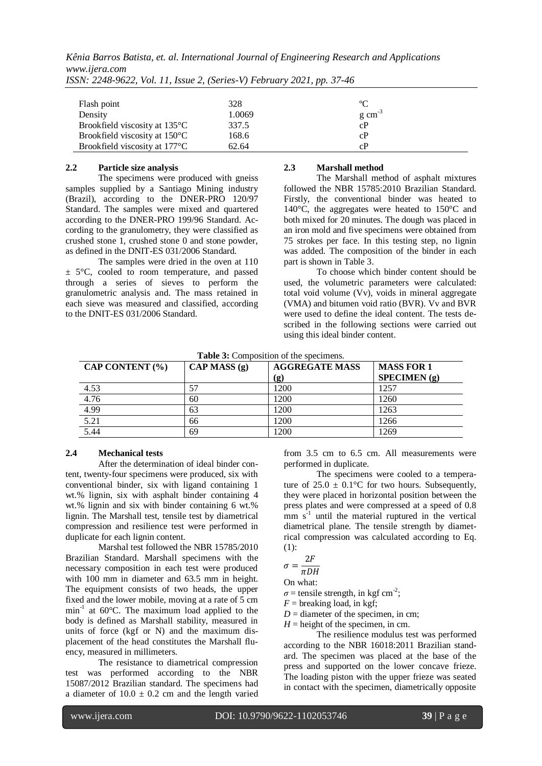| | | |
|---|---|---|
| Flash point | 328 | ºC |
| Density | 1.0069 | g $cm^{-3}$ |
| Brookfield viscosity at 135°C | 337.5 | cP |
| Brookfield viscosity at 150°C | 168.6 | cP |
| Brookfield viscosity at 177°C | 62.64 | cP |

### 2.2 Particle size analysis

The specimens were produced with gneiss samples supplied by a Santiago Mining industry (Brazil), according to the DNER-PRO 120/97 Standard. The samples were mixed and quartered according to the DNER-PRO 199/96 Standard. According to the granulometry, they were classified as crushed stone 1, crushed stone 0 and stone powder, as defined in the DNIT-ES 031/2006 Standard.

The samples were dried in the oven at 110 ± 5°C, cooled to room temperature, and passed through a series of sieves to perform the granulometric analysis and. The mass retained in each sieve was measured and classified, according to the DNIT-ES 031/2006 Standard.

### 2.3 Marshall method

The Marshall method of asphalt mixtures followed the NBR 15785:2010 Brazilian Standard. Firstly, the conventional binder was heated to 140°C, the aggregates were heated to 150°C and both mixed for 20 minutes. The dough was placed in an iron mold and five specimens were obtained from 75 strokes per face. In this testing step, no lignin was added. The composition of the binder in each part is shown in Table 3.

To choose which binder content should be used, the volumetric parameters were calculated: total void volume (Vv), voids in mineral aggregate (VMA) and bitumen void ratio (BVR). Vv and BVR were used to define the ideal content. The tests described in the following sections were carried out using this ideal binder content.

**Table 3:** Composition of the specimens.

| CAP CONTENT (%) | CAP MASS (g) | AGGREGATE MASS (g) | MASS FOR 1 SPECIMEN (g) |
|---|---|---|---|
| 4.53 | 57 | 1200 | 1257 |
| 4.76 | 60 | 1200 | 1260 |
| 4.99 | 63 | 1200 | 1263 |
| 5.21 | 66 | 1200 | 1266 |
| 5.44 | 69 | 1200 | 1269 |

### 2.4 Mechanical tests

After the determination of ideal binder content, twenty-four specimens were produced, six with conventional binder, six with ligand containing 1 wt.% lignin, six with asphalt binder containing 4 wt.% lignin and six with binder containing 6 wt.% lignin. The Marshall test, tensile test by diametrical compression and resilience test were performed in duplicate for each lignin content.

Marshal test followed the NBR 15785/2010 Brazilian Standard. Marshall specimens with the necessary composition in each test were produced with 100 mm in diameter and 63.5 mm in height. The equipment consists of two heads, the upper fixed and the lower mobile, moving at a rate of 5 cm $min^{-1}$ at 60°C. The maximum load applied to the body is defined as Marshall stability, measured in units of force (kgf or N) and the maximum displacement of the head constitutes the Marshall fluency, measured in millimeters.

The resistance to diametrical compression test was performed according to the NBR 15087/2012 Brazilian standard. The specimens had a diameter of 10.0 ± 0.2 cm and the length varied from 3.5 cm to 6.5 cm. All measurements were performed in duplicate.

The specimens were cooled to a temperature of 25.0 ± 0.1°C for two hours. Subsequently, they were placed in horizontal position between the press plates and were compressed at a speed of 0.8 mm $s^{-1}$ until the material ruptured in the vertical diametrical plane. The tensile strength by diametrical compression was calculated according to Eq. (1):

$$\sigma = \frac{2F}{\pi DH}$$

On what:

$\sigma$ = tensile strength, in kgf $cm^{-2}$;
$F$ = breaking load, in kgf;
$D$ = diameter of the specimen, in cm;
$H$ = height of the specimen, in cm.

The resilience modulus test was performed according to the NBR 16018:2011 Brazilian standard. The specimen was placed at the base of the press and supported on the lower concave frieze. The loading piston with the upper frieze was seated in contact with the specimen, diametrically opposite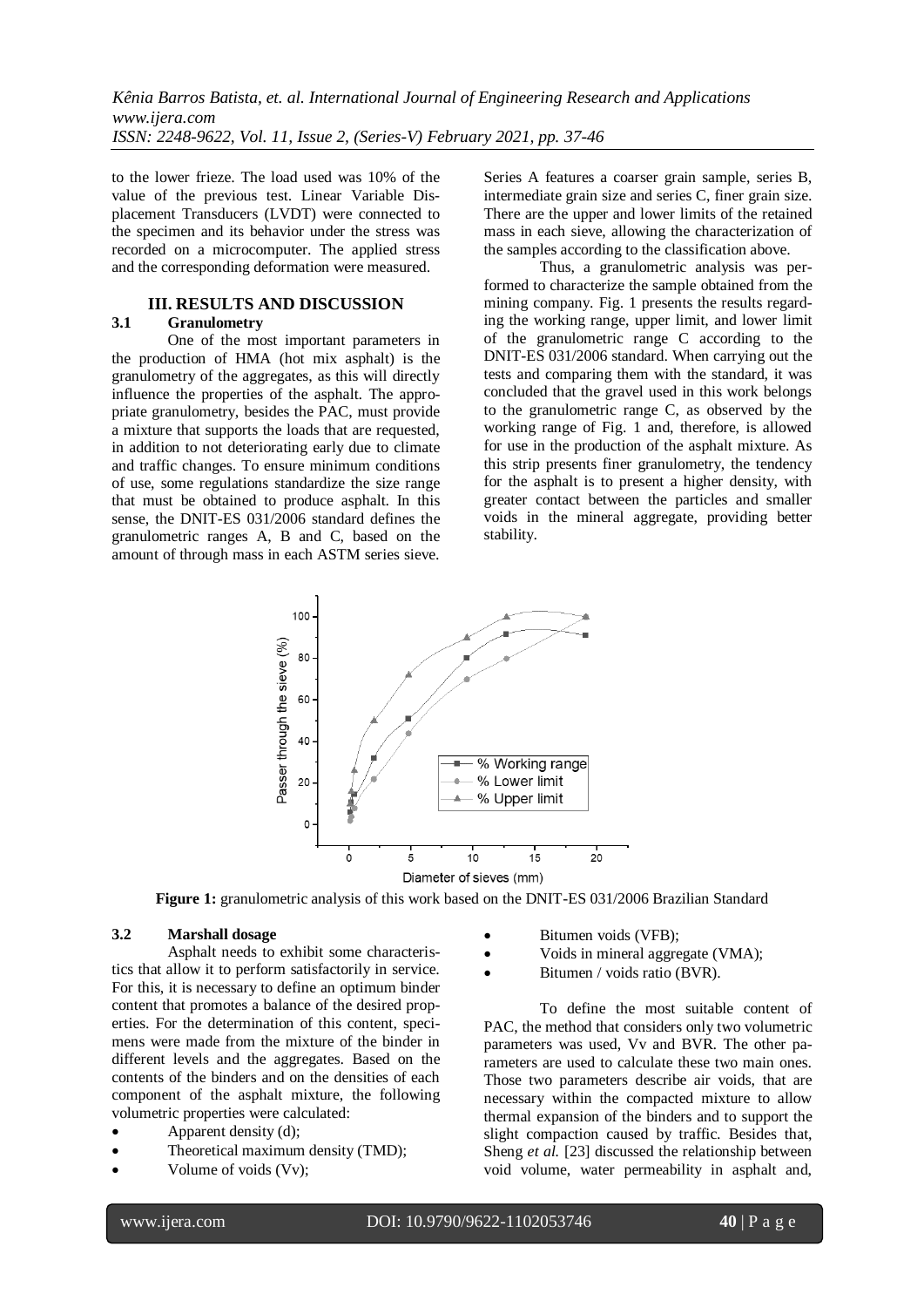to the lower frieze. The load used was 10% of the value of the previous test. Linear Variable Displacement Transducers (LVDT) were connected to the specimen and its behavior under the stress was recorded on a microcomputer. The applied stress and the corresponding deformation were measured.

## III. RESULTS AND DISCUSSION

### 3.1 Granulometry

One of the most important parameters in the production of HMA (hot mix asphalt) is the granulometry of the aggregates, as this will directly influence the properties of the asphalt. The appropriate granulometry, besides the PAC, must provide a mixture that supports the loads that are requested, in addition to not deteriorating early due to climate and traffic changes. To ensure minimum conditions of use, some regulations standardize the size range that must be obtained to produce asphalt. In this sense, the DNIT-ES 031/2006 standard defines the granulometric ranges A, B and C, based on the amount of through mass in each ASTM series sieve. Series A features a coarser grain sample, series B, intermediate grain size and series C, finer grain size. There are the upper and lower limits of the retained mass in each sieve, allowing the characterization of the samples according to the classification above.

Thus, a granulometric analysis was performed to characterize the sample obtained from the mining company. Fig. 1 presents the results regarding the working range, upper limit, and lower limit of the granulometric range C according to the DNIT-ES 031/2006 standard. When carrying out the tests and comparing them with the standard, it was concluded that the gravel used in this work belongs to the granulometric range C, as observed by the working range of Fig. 1 and, therefore, is allowed for use in the production of the asphalt mixture. As this strip presents finer granulometry, the tendency for the asphalt is to present a higher density, with greater contact between the particles and smaller voids in the mineral aggregate, providing better stability.

**Figure 1:** granulometric analysis of this work based on the DNIT-ES 031/2006 Brazilian Standard

### 3.2 Marshall dosage

Asphalt needs to exhibit some characteristics that allow it to perform satisfactorily in service. For this, it is necessary to define an optimum binder content that promotes a balance of the desired properties. For the determination of this content, specimens were made from the mixture of the binder in different levels and the aggregates. Based on the contents of the binders and on the densities of each component of the asphalt mixture, the following volumetric properties were calculated:

- Apparent density (d);
- Theoretical maximum density (TMD);
- Volume of voids (Vv);
- Bitumen voids (VFB);
- Voids in mineral aggregate (VMA);
- Bitumen / voids ratio (BVR).

To define the most suitable content of PAC, the method that considers only two volumetric parameters was used, Vv and BVR. The other parameters are used to calculate these two main ones. Those two parameters describe air voids, that are necessary within the compacted mixture to allow thermal expansion of the binders and to support the slight compaction caused by traffic. Besides that, Sheng *et al.* [23] discussed the relationship between void volume, water permeability in asphalt and,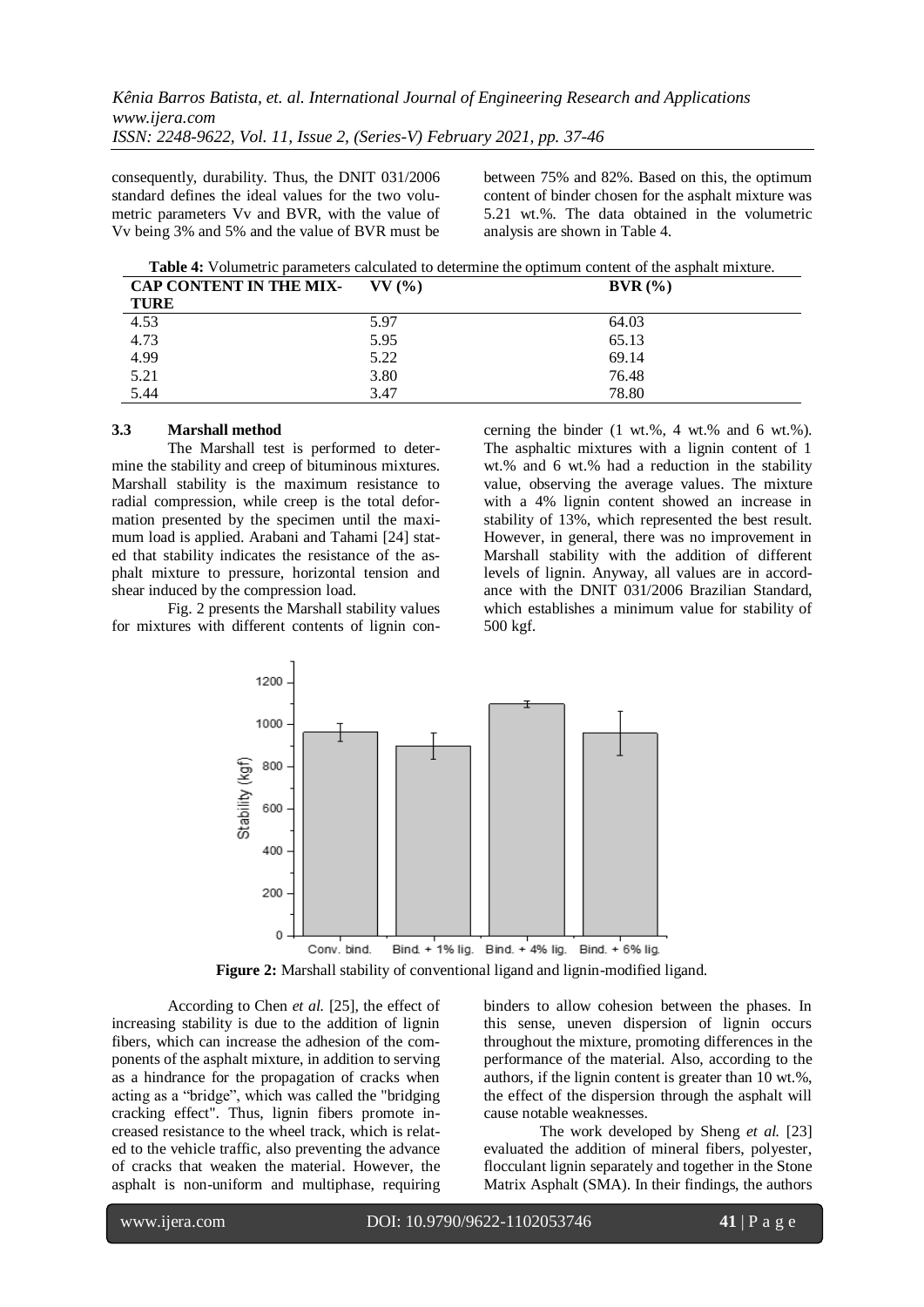consequently, durability. Thus, the DNIT 031/2006 standard defines the ideal values for the two volumetric parameters Vv and BVR, with the value of Vv being 3% and 5% and the value of BVR must be between 75% and 82%. Based on this, the optimum content of binder chosen for the asphalt mixture was 5.21 wt.%. The data obtained in the volumetric analysis are shown in Table 4.

**Table 4:** Volumetric parameters calculated to determine the optimum content of the asphalt mixture.

| CAP CONTENT IN THE MIXTURE | VV (%) | BVR (%) |
|---|---|---|
| 4.53 | 5.97 | 64.03 |
| 4.73 | 5.95 | 65.13 |
| 4.99 | 5.22 | 69.14 |
| 5.21 | 3.80 | 76.48 |
| 5.44 | 3.47 | 78.80 |

### 3.3 Marshall method

The Marshall test is performed to determine the stability and creep of bituminous mixtures. Marshall stability is the maximum resistance to radial compression, while creep is the total deformation presented by the specimen until the maximum load is applied. Arabani and Tahami [24] stated that stability indicates the resistance of the asphalt mixture to pressure, horizontal tension and shear induced by the compression load.

Fig. 2 presents the Marshall stability values for mixtures with different contents of lignin concerning the binder (1 wt.%, 4 wt.% and 6 wt.%). The asphaltic mixtures with a lignin content of 1 wt.% and 6 wt.% had a reduction in the stability value, observing the average values. The mixture with a 4% lignin content showed an increase in stability of 13%, which represented the best result. However, in general, there was no improvement in Marshall stability with the addition of different levels of lignin. Anyway, all values are in accordance with the DNIT 031/2006 Brazilian Standard, which establishes a minimum value for stability of 500 kgf.

**Figure 2:** Marshall stability of conventional ligand and lignin-modified ligand.

According to Chen *et al.* [25], the effect of increasing stability is due to the addition of lignin fibers, which can increase the adhesion of the components of the asphalt mixture, in addition to serving as a hindrance for the propagation of cracks when acting as a "bridge", which was called the "bridging cracking effect". Thus, lignin fibers promote increased resistance to the wheel track, which is related to the vehicle traffic, also preventing the advance of cracks that weaken the material. However, the asphalt is non-uniform and multiphase, requiring binders to allow cohesion between the phases. In this sense, uneven dispersion of lignin occurs throughout the mixture, promoting differences in the performance of the material. Also, according to the authors, if the lignin content is greater than 10 wt.%, the effect of the dispersion through the asphalt will cause notable weaknesses.

The work developed by Sheng *et al.* [23] evaluated the addition of mineral fibers, polyester, flocculant lignin separately and together in the Stone Matrix Asphalt (SMA). In their findings, the authors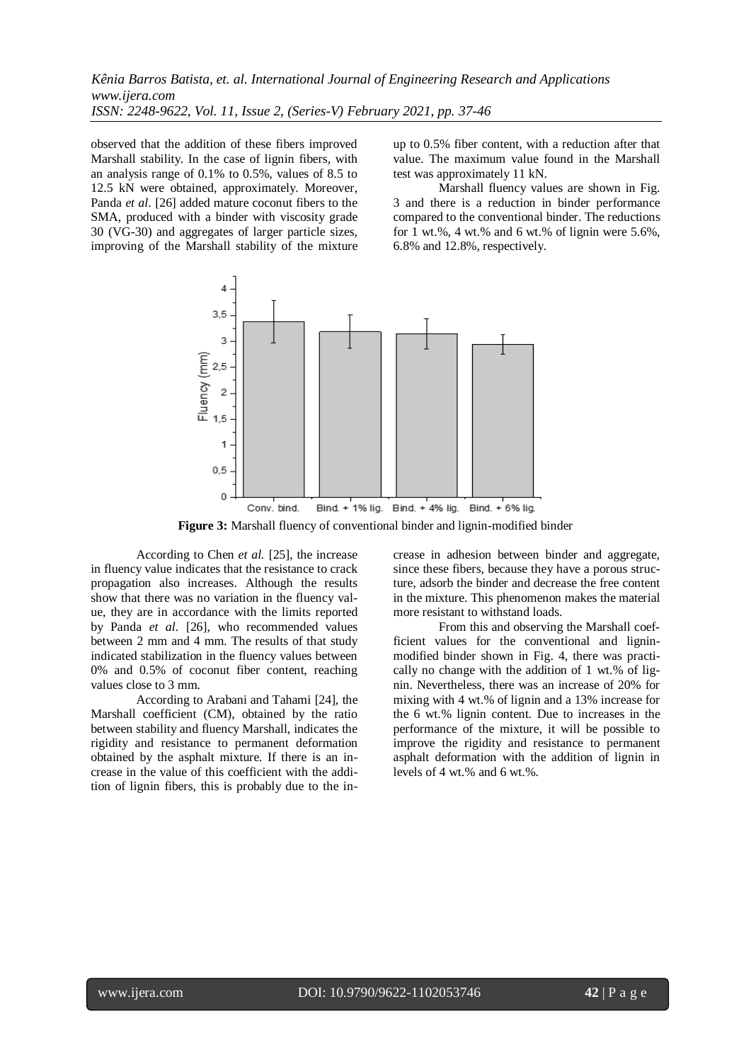observed that the addition of these fibers improved Marshall stability. In the case of lignin fibers, with an analysis range of 0.1% to 0.5%, values of 8.5 to 12.5 kN were obtained, approximately. Moreover, Panda *et al*. [26] added mature coconut fibers to the SMA, produced with a binder with viscosity grade 30 (VG-30) and aggregates of larger particle sizes, improving of the Marshall stability of the mixture up to 0.5% fiber content, with a reduction after that value. The maximum value found in the Marshall test was approximately 11 kN.

Marshall fluency values are shown in Fig. 3 and there is a reduction in binder performance compared to the conventional binder. The reductions for 1 wt.%, 4 wt.% and 6 wt.% of lignin were 5.6%, 6.8% and 12.8%, respectively.

**Figure 3:** Marshall fluency of conventional binder and lignin-modified binder

According to Chen *et al.* [25], the increase in fluency value indicates that the resistance to crack propagation also increases. Although the results show that there was no variation in the fluency value, they are in accordance with the limits reported by Panda *et al*. [26], who recommended values between 2 mm and 4 mm. The results of that study indicated stabilization in the fluency values between 0% and 0.5% of coconut fiber content, reaching values close to 3 mm.

According to Arabani and Tahami [24], the Marshall coefficient (CM), obtained by the ratio between stability and fluency Marshall, indicates the rigidity and resistance to permanent deformation obtained by the asphalt mixture. If there is an increase in the value of this coefficient with the addition of lignin fibers, this is probably due to the increase in adhesion between binder and aggregate, since these fibers, because they have a porous structure, adsorb the binder and decrease the free content in the mixture. This phenomenon makes the material more resistant to withstand loads.

From this and observing the Marshall coefficient values for the conventional and lignin-modified binder shown in Fig. 4, there was practically no change with the addition of 1 wt.% of lignin. Nevertheless, there was an increase of 20% for mixing with 4 wt.% of lignin and a 13% increase for the 6 wt.% lignin content. Due to increases in the performance of the mixture, it will be possible to improve the rigidity and resistance to permanent asphalt deformation with the addition of lignin in levels of 4 wt.% and 6 wt.%.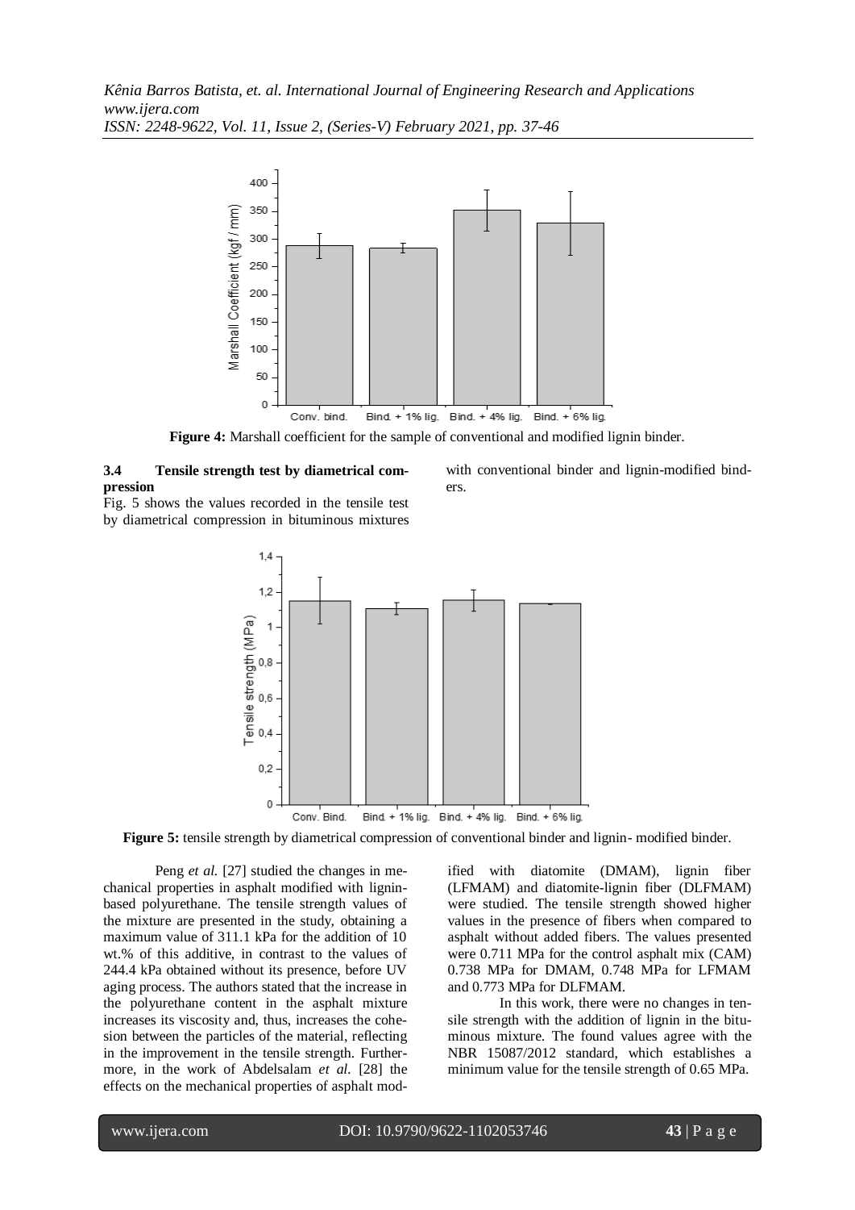**Figure 4:** Marshall coefficient for the sample of conventional and modified lignin binder.

### 3.4 Tensile strength test by diametrical compression

Fig. 5 shows the values recorded in the tensile test by diametrical compression in bituminous mixtures with conventional binder and lignin-modified binders.

**Figure 5:** tensile strength by diametrical compression of conventional binder and lignin- modified binder.

Peng *et al.* [27] studied the changes in mechanical properties in asphalt modified with lignin-based polyurethane. The tensile strength values of the mixture are presented in the study, obtaining a maximum value of 311.1 kPa for the addition of 10 wt.% of this additive, in contrast to the values of 244.4 kPa obtained without its presence, before UV aging process. The authors stated that the increase in the polyurethane content in the asphalt mixture increases its viscosity and, thus, increases the cohesion between the particles of the material, reflecting in the improvement in the tensile strength. Furthermore, in the work of Abdelsalam *et al.* [28] the effects on the mechanical properties of asphalt modified with diatomite (DMAM), lignin fiber (LFMAM) and diatomite-lignin fiber (DLFMAM) were studied. The tensile strength showed higher values in the presence of fibers when compared to asphalt without added fibers. The values presented were 0.711 MPa for the control asphalt mix (CAM) 0.738 MPa for DMAM, 0.748 MPa for LFMAM and 0.773 MPa for DLFMAM.

In this work, there were no changes in tensile strength with the addition of lignin in the bituminous mixture. The found values agree with the NBR 15087/2012 standard, which establishes a minimum value for the tensile strength of 0.65 MPa.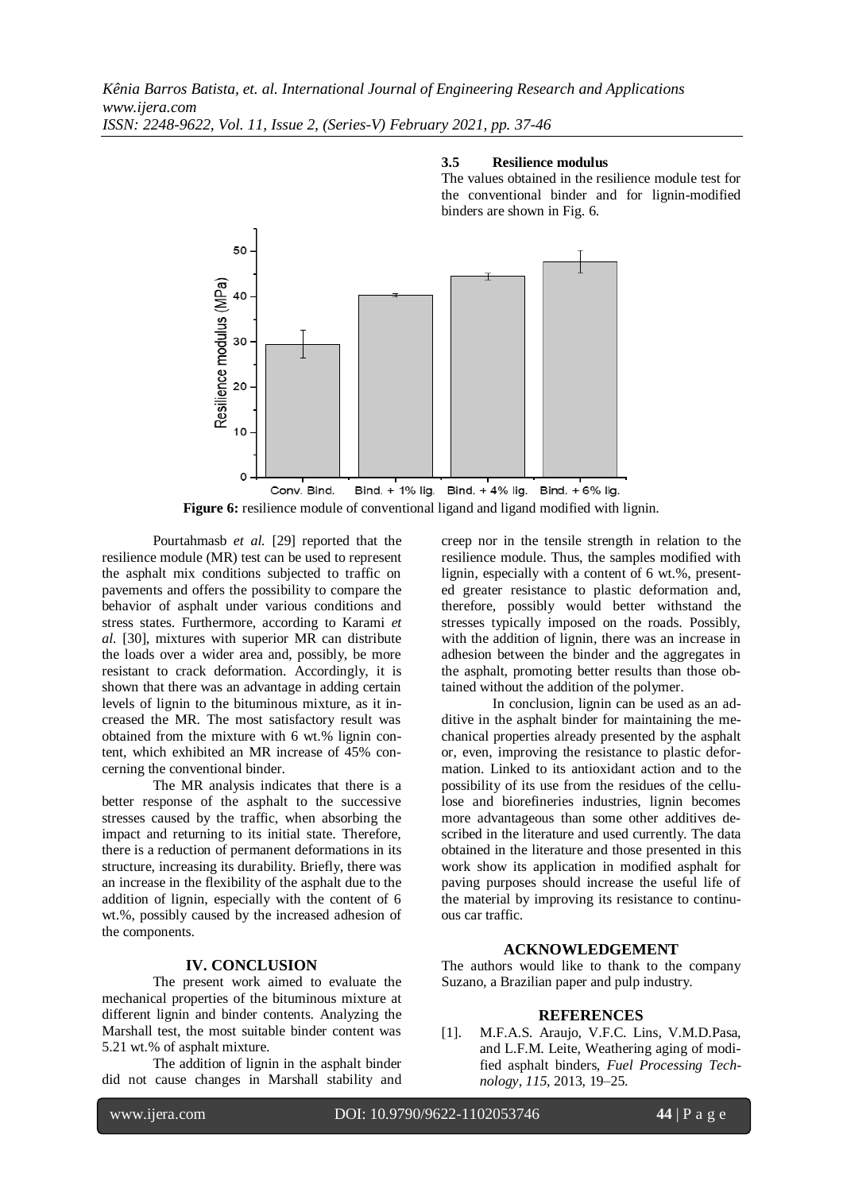### 3.5 Resilience modulus

The values obtained in the resilience module test for the conventional binder and for lignin-modified binders are shown in Fig. 6.

**Figure 6:** resilience module of conventional ligand and ligand modified with lignin.

Pourtahmasb *et al.* [29] reported that the resilience module (MR) test can be used to represent the asphalt mix conditions subjected to traffic on pavements and offers the possibility to compare the behavior of asphalt under various conditions and stress states. Furthermore, according to Karami *et al.* [30], mixtures with superior MR can distribute the loads over a wider area and, possibly, be more resistant to crack deformation. Accordingly, it is shown that there was an advantage in adding certain levels of lignin to the bituminous mixture, as it increased the MR. The most satisfactory result was obtained from the mixture with 6 wt.% lignin content, which exhibited an MR increase of 45% concerning the conventional binder.

The MR analysis indicates that there is a better response of the asphalt to the successive stresses caused by the traffic, when absorbing the impact and returning to its initial state. Therefore, there is a reduction of permanent deformations in its structure, increasing its durability. Briefly, there was an increase in the flexibility of the asphalt due to the addition of lignin, especially with the content of 6 wt.%, possibly caused by the increased adhesion of the components.

## IV. CONCLUSION

The present work aimed to evaluate the mechanical properties of the bituminous mixture at different lignin and binder contents. Analyzing the Marshall test, the most suitable binder content was 5.21 wt.% of asphalt mixture.

The addition of lignin in the asphalt binder did not cause changes in Marshall stability and creep nor in the tensile strength in relation to the resilience module. Thus, the samples modified with lignin, especially with a content of 6 wt.%, presented greater resistance to plastic deformation and, therefore, possibly would better withstand the stresses typically imposed on the roads. Possibly, with the addition of lignin, there was an increase in adhesion between the binder and the aggregates in the asphalt, promoting better results than those obtained without the addition of the polymer.

In conclusion, lignin can be used as an additive in the asphalt binder for maintaining the mechanical properties already presented by the asphalt or, even, improving the resistance to plastic deformation. Linked to its antioxidant action and to the possibility of its use from the residues of the cellulose and biorefineries industries, lignin becomes more advantageous than some other additives described in the literature and used currently. The data obtained in the literature and those presented in this work show its application in modified asphalt for paving purposes should increase the useful life of the material by improving its resistance to continuous car traffic.

## ACKNOWLEDGEMENT

The authors would like to thank to the company Suzano, a Brazilian paper and pulp industry.

## REFERENCES

[1]. M.F.A.S. Araujo, V.F.C. Lins, V.M.D.Pasa, and L.F.M. Leite, Weathering aging of modified asphalt binders, *Fuel Processing Technology*, *115*, 2013, 19–25.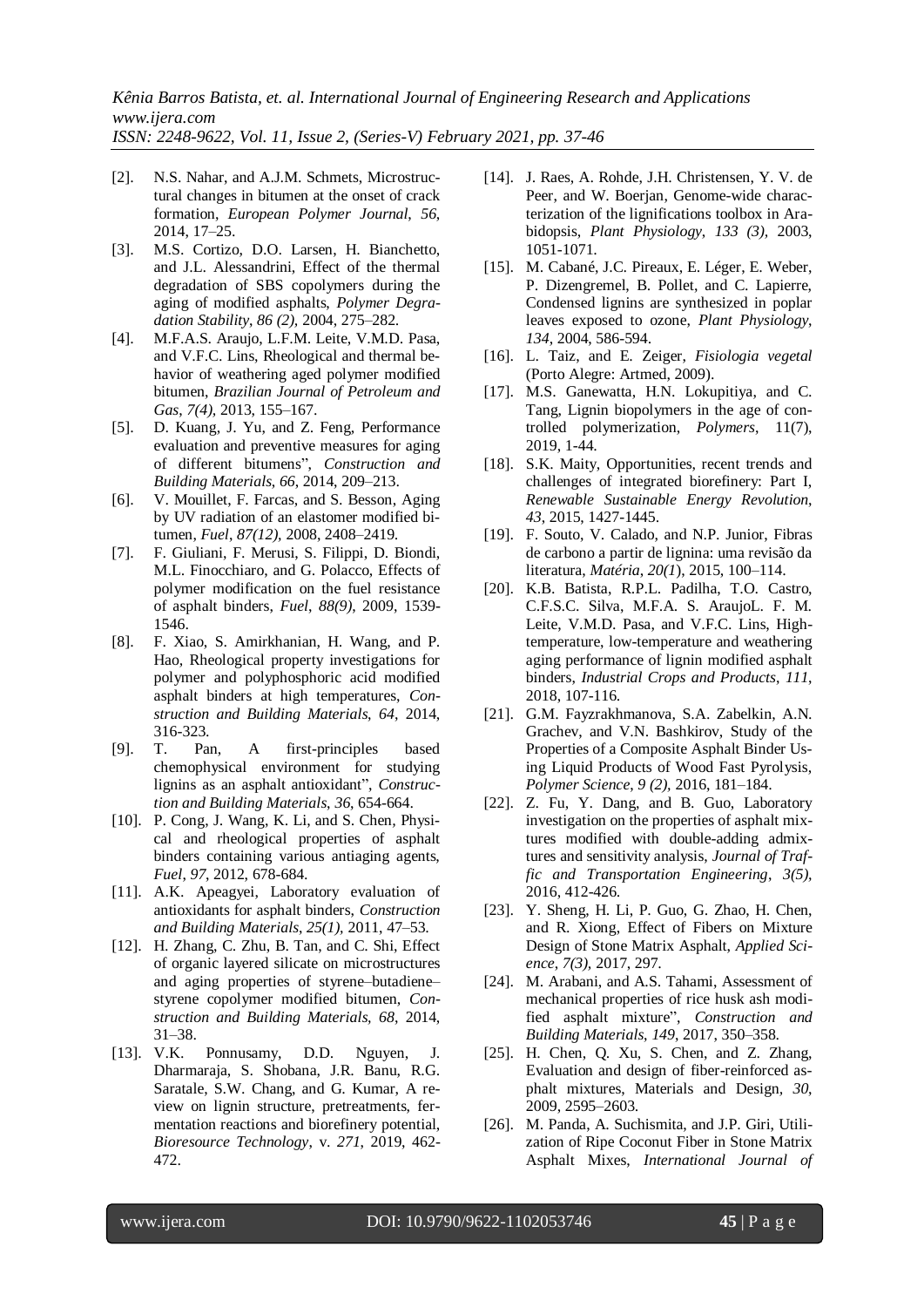[2]. N.S. Nahar, and A.J.M. Schmets, Microstructural changes in bitumen at the onset of crack formation, *European Polymer Journal*, *56*, 2014, 17–25.

[3]. M.S. Cortizo, D.O. Larsen, H. Bianchetto, and J.L. Alessandrini, Effect of the thermal degradation of SBS copolymers during the aging of modified asphalts, *Polymer Degradation Stability*, *86 (2)*, 2004, 275–282.

[4]. M.F.A.S. Araujo, L.F.M. Leite, V.M.D. Pasa, and V.F.C. Lins, Rheological and thermal behavior of weathering aged polymer modified bitumen, *Brazilian Journal of Petroleum and Gas*, *7(4)*, 2013, 155–167.

[5]. D. Kuang, J. Yu, and Z. Feng, Performance evaluation and preventive measures for aging of different bitumens", *Construction and Building Materials*, *66*, 2014, 209–213.

[6]. V. Mouillet, F. Farcas, and S. Besson, Aging by UV radiation of an elastomer modified bitumen, *Fuel*, *87(12)*, 2008, 2408–2419.

[7]. F. Giuliani, F. Merusi, S. Filippi, D. Biondi, M.L. Finocchiaro, and G. Polacco, Effects of polymer modification on the fuel resistance of asphalt binders, *Fuel*, *88(9)*, 2009, 1539-1546.

[8]. F. Xiao, S. Amirkhanian, H. Wang, and P. Hao, Rheological property investigations for polymer and polyphosphoric acid modified asphalt binders at high temperatures, *Construction and Building Materials*, *64*, 2014, 316-323.

[9]. T. Pan, A first-principles based chemophysical environment for studying lignins as an asphalt antioxidant", *Construction and Building Materials*, *36*, 654-664.

[10]. P. Cong, J. Wang, K. Li, and S. Chen, Physical and rheological properties of asphalt binders containing various antiaging agents, *Fuel*, *97*, 2012, 678-684.

[11]. A.K. Apeagyei, Laboratory evaluation of antioxidants for asphalt binders, *Construction and Building Materials*, *25(1)*, 2011, 47–53.

[12]. H. Zhang, C. Zhu, B. Tan, and C. Shi, Effect of organic layered silicate on microstructures and aging properties of styrene–butadiene–styrene copolymer modified bitumen, *Construction and Building Materials*, *68*, 2014, 31–38.

[13]. V.K. Ponnusamy, D.D. Nguyen, J. Dharmaraja, S. Shobana, J.R. Banu, R.G. Saratale, S.W. Chang, and G. Kumar, A review on lignin structure, pretreatments, fermentation reactions and biorefinery potential, *Bioresource Technology*, v. *271*, 2019, 462-472.

[14]. J. Raes, A. Rohde, J.H. Christensen, Y. V. de Peer, and W. Boerjan, Genome-wide characterization of the lignifications toolbox in Arabidopsis, *Plant Physiology*, *133 (3)*, 2003, 1051-1071.

[15]. M. Cabané, J.C. Pireaux, E. Léger, E. Weber, P. Dizengremel, B. Pollet, and C. Lapierre, Condensed lignins are synthesized in poplar leaves exposed to ozone, *Plant Physiology*, *134*, 2004, 586-594.

[16]. L. Taiz, and E. Zeiger, *Fisiologia vegetal* (Porto Alegre: Artmed, 2009).

[17]. M.S. Ganewatta, H.N. Lokupitiya, and C. Tang, Lignin biopolymers in the age of controlled polymerization, *Polymers*, 11(7), 2019, 1-44.

[18]. S.K. Maity, Opportunities, recent trends and challenges of integrated biorefinery: Part I, *Renewable Sustainable Energy Revolution*, *43*, 2015, 1427-1445.

[19]. F. Souto, V. Calado, and N.P. Junior, Fibras de carbono a partir de lignina: uma revisão da literatura, *Matéria*, *20(1*), 2015, 100–114.

[20]. K.B. Batista, R.P.L. Padilha, T.O. Castro, C.F.S.C. Silva, M.F.A. S. AraujoL. F. M. Leite, V.M.D. Pasa, and V.F.C. Lins, High-temperature, low-temperature and weathering aging performance of lignin modified asphalt binders, *Industrial Crops and Products*, *111*, 2018, 107-116.

[21]. G.M. Fayzrakhmanova, S.A. Zabelkin, A.N. Grachev, and V.N. Bashkirov, Study of the Properties of a Composite Asphalt Binder Using Liquid Products of Wood Fast Pyrolysis, *Polymer Science*, *9 (2)*, 2016, 181–184.

[22]. Z. Fu, Y. Dang, and B. Guo, Laboratory investigation on the properties of asphalt mixtures modified with double-adding admixtures and sensitivity analysis, *Journal of Traffic and Transportation Engineering*, *3(5)*, 2016, 412-426.

[23]. Y. Sheng, H. Li, P. Guo, G. Zhao, H. Chen, and R. Xiong, Effect of Fibers on Mixture Design of Stone Matrix Asphalt, *Applied Science*, *7(3)*, 2017, 297.

[24]. M. Arabani, and A.S. Tahami, Assessment of mechanical properties of rice husk ash modified asphalt mixture", *Construction and Building Materials*, *149*, 2017, 350–358.

[25]. H. Chen, Q. Xu, S. Chen, and Z. Zhang, Evaluation and design of fiber-reinforced asphalt mixtures, Materials and Design, *30*, 2009, 2595–2603.

[26]. M. Panda, A. Suchismita, and J.P. Giri, Utilization of Ripe Coconut Fiber in Stone Matrix Asphalt Mixes, *International Journal of*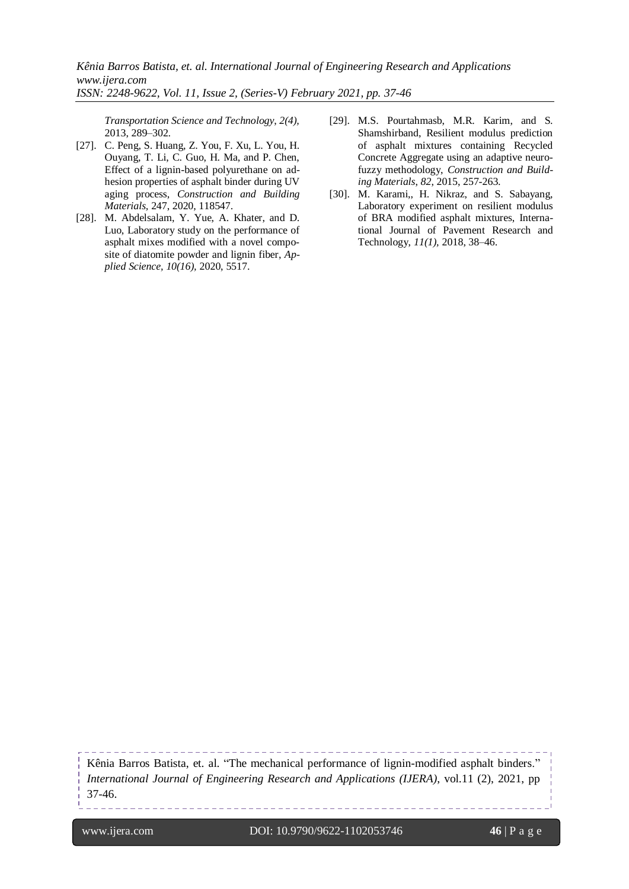*Transportation Science and Technology*, *2(4)*, 2013, 289–302.

[27]. C. Peng, S. Huang, Z. You, F. Xu, L. You, H. Ouyang, T. Li, C. Guo, H. Ma, and P. Chen, Effect of a lignin-based polyurethane on adhesion properties of asphalt binder during UV aging process, *Construction and Building Materials*, 247, 2020, 118547.

[28]. M. Abdelsalam, Y. Yue, A. Khater, and D. Luo, Laboratory study on the performance of asphalt mixes modified with a novel composite of diatomite powder and lignin fiber, *Applied Science, 10(16)*, 2020, 5517.

[29]. M.S. Pourtahmasb, M.R. Karim, and S. Shamshirband, Resilient modulus prediction of asphalt mixtures containing Recycled Concrete Aggregate using an adaptive neuro-fuzzy methodology, *Construction and Building Materials*, *82*, 2015, 257-263.

[30]. M. Karami,, H. Nikraz, and S. Sabayang, Laboratory experiment on resilient modulus of BRA modified asphalt mixtures, International Journal of Pavement Research and Technology, *11(1)*, 2018, 38–46.

Kênia Barros Batista, et. al. "The mechanical performance of lignin-modified asphalt binders." *International Journal of Engineering Research and Applications (IJERA)*, vol.11 (2), 2021, pp 37-46.